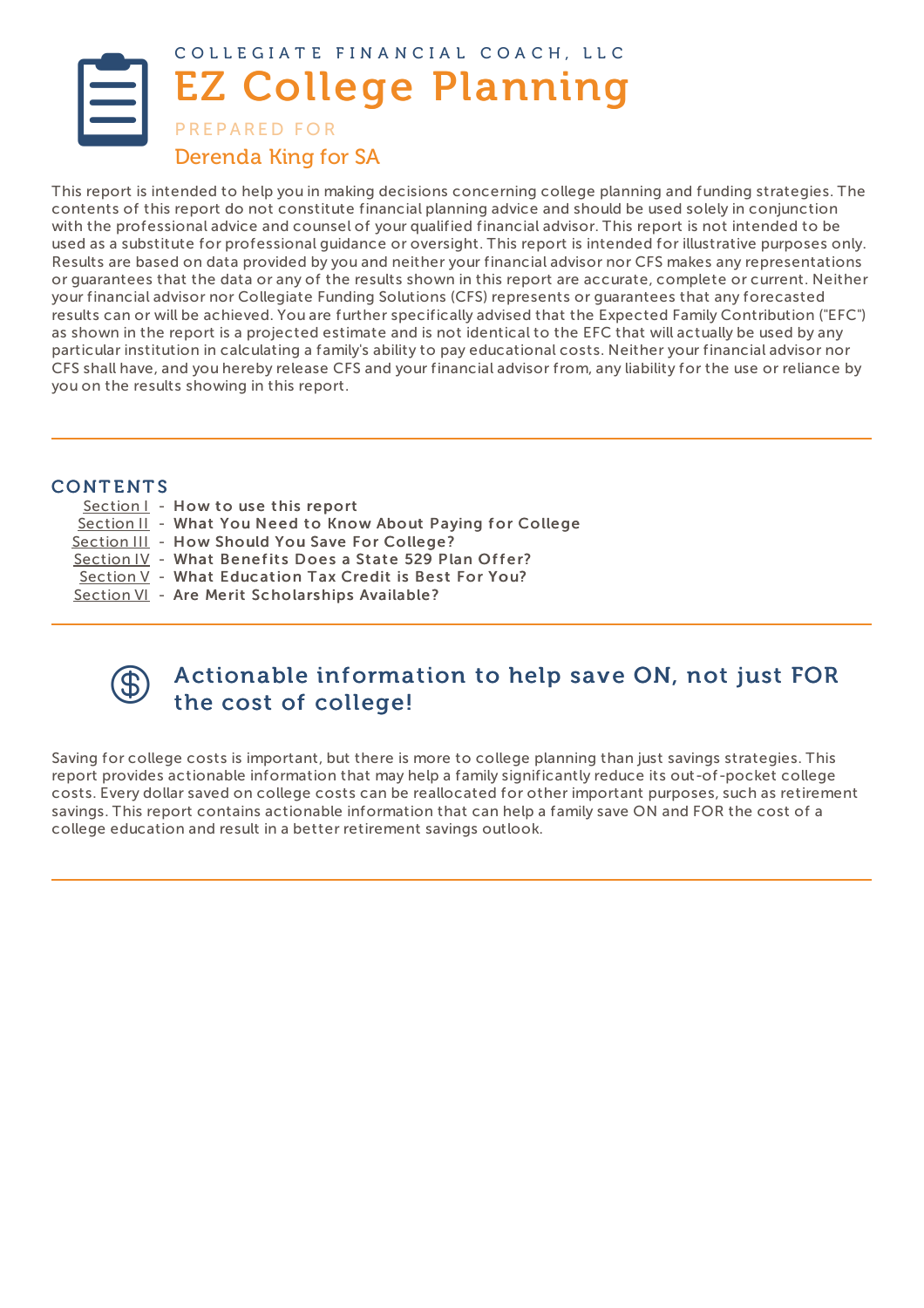COLLEGIATE FINANCIAL COACH, LLC

# EZ College Planning

PREPARED FOR

Derenda King for SA

This report is intended to help you in making decisions concerning college planning and funding strategies. The contents of this report do not constitute financial planning advice and should be used solely in conjunction with the professional advice and counsel of your qualified financial advisor. This report is not intended to be used as a substitute for professional guidance or oversight. This report is intended for illustrative purposes only. Results are based on data provided by you and neither your financial advisor nor CFS makes any representations or guarantees that the data or any of the results shown in this report are accurate, complete or current. Neither your financial advisor nor Collegiate Funding Solutions (CFS) represents or guarantees that any forecasted results can or will be achieved. You are further specifically advised that the Expected Family Contribution ("EFC") as shown in the report is a projected estimate and is not identical to the EFC that will actually be used by any particular institution in calculating a family's ability to pay educational costs. Neither your financial advisor nor CFS shall have, and you hereby release CFS and your financial advisor from, any liability for the use or reliance by you on the results showing in this report.

---

## CONTENTS

- Section I - **How to use this report**
- Section II - **What You Need to Know About Paying for College**
- Section III - **How Should You Save For College?**
- Section IV - **What Benefits Does a State 529 Plan Offer?**
- Section V - **What Education Tax Credit is Best For You?**
- Section VI - **Are Merit Scholarships Available?**

---

## Actionable information to help save ON, not just FOR the cost of college!

Saving for college costs is important, but there is more to college planning than just savings strategies. This report provides actionable information that may help a family significantly reduce its out-of-pocket college costs. Every dollar saved on college costs can be reallocated for other important purposes, such as retirement savings. This report contains actionable information that can help a family save ON and FOR the cost of a college education and result in a better retirement savings outlook.

---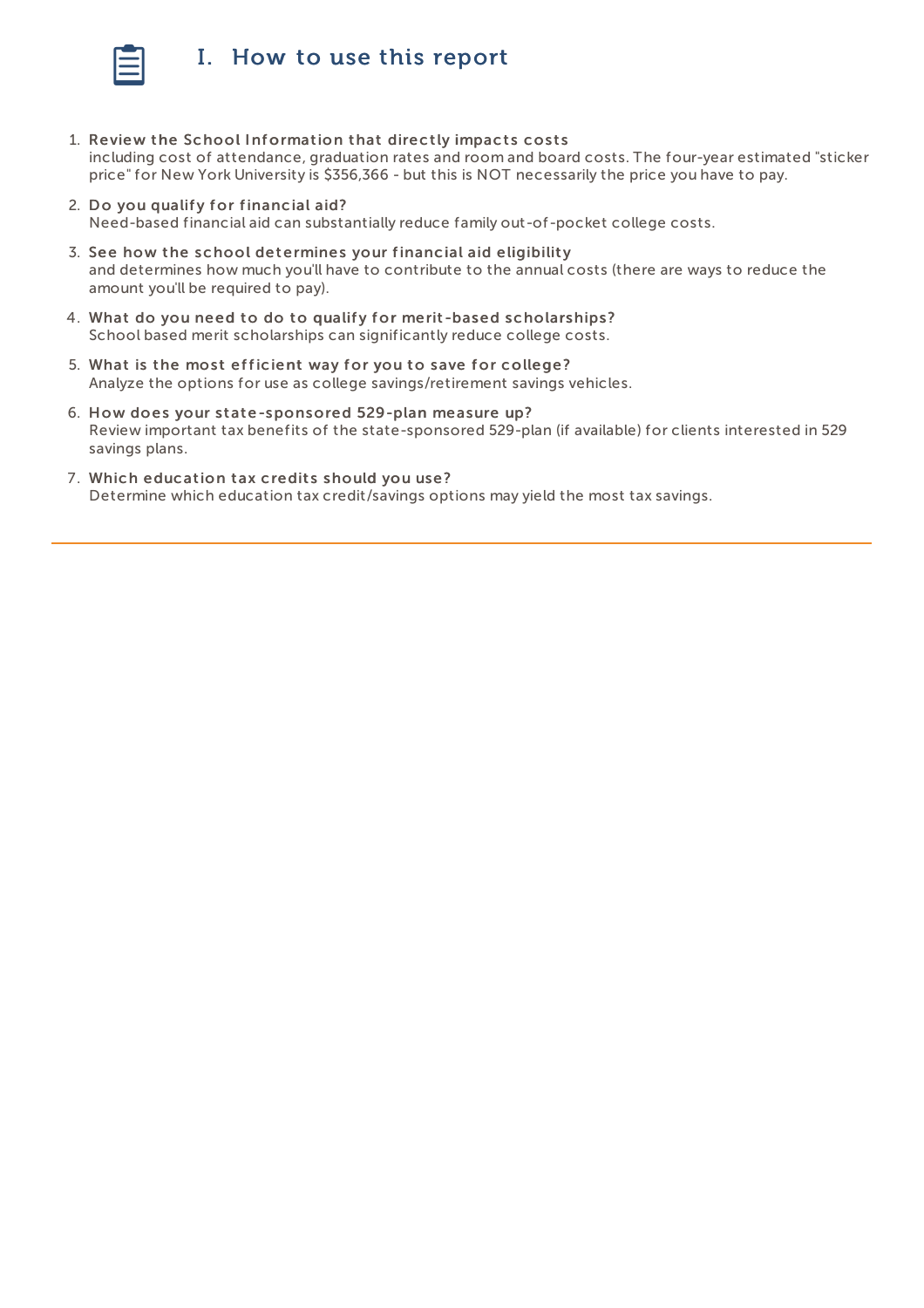# I. How to use this report

1. **Review the School Information that directly impacts costs**
   including cost of attendance, graduation rates and room and board costs. The four-year estimated "sticker price" for New York University is $356,366 - but this is NOT necessarily the price you have to pay.
2. **Do you qualify for financial aid?**
   Need-based financial aid can substantially reduce family out-of-pocket college costs.
3. **See how the school determines your financial aid eligibility**
   and determines how much you'll have to contribute to the annual costs (there are ways to reduce the amount you'll be required to pay).
4. **What do you need to do to qualify for merit-based scholarships?**
   School based merit scholarships can significantly reduce college costs.
5. **What is the most efficient way for you to save for college?**
   Analyze the options for use as college savings/retirement savings vehicles.
6. **How does your state-sponsored 529-plan measure up?**
   Review important tax benefits of the state-sponsored 529-plan (if available) for clients interested in 529 savings plans.
7. **Which education tax credits should you use?**
   Determine which education tax credit/savings options may yield the most tax savings.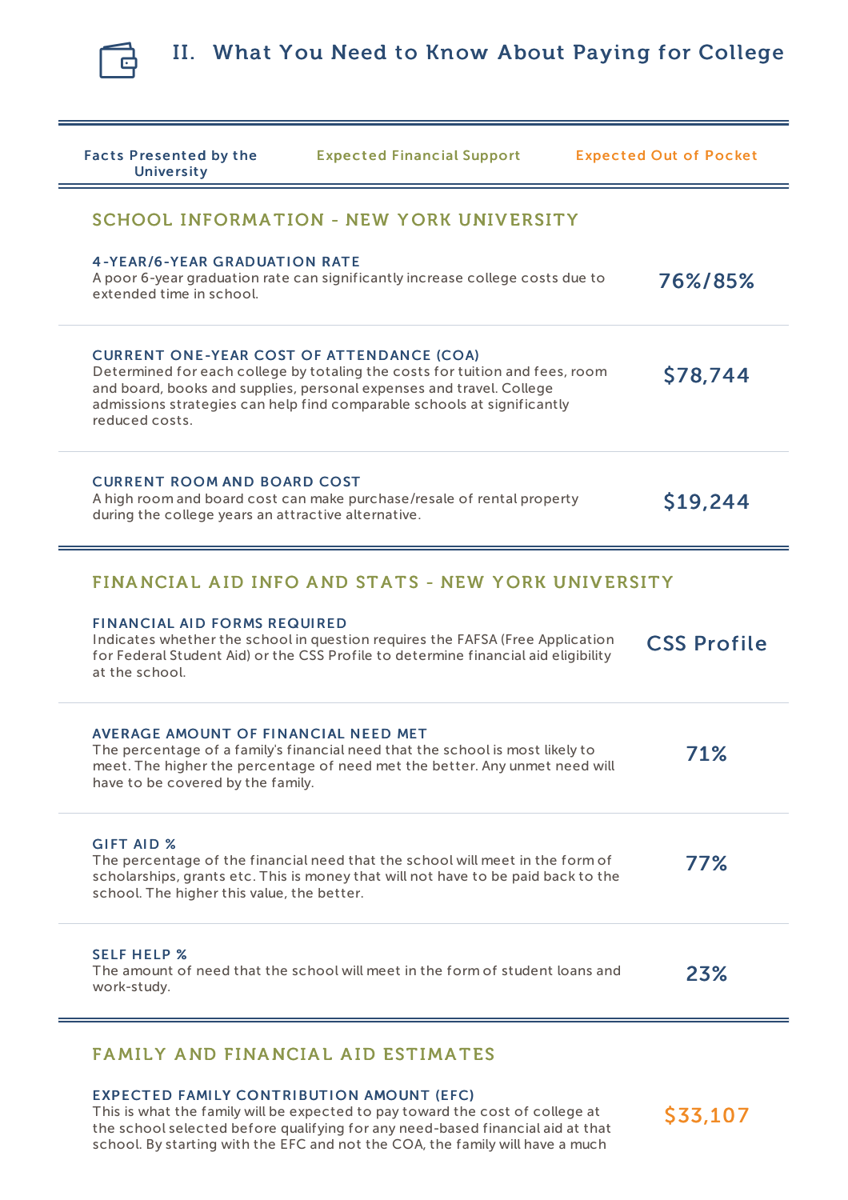## II. What You Need to Know About Paying for College

| Facts Presented by the University | Expected Financial Support | Expected Out of Pocket |
|---|---|---|

### SCHOOL INFORMATION - NEW YORK UNIVERSITY

**4-YEAR/6-YEAR GRADUATION RATE**
A poor 6-year graduation rate can significantly increase college costs due to extended time in school.

**76%/85%**

**CURRENT ONE-YEAR COST OF ATTENDANCE (COA)**
Determined for each college by totaling the costs for tuition and fees, room and board, books and supplies, personal expenses and travel. College admissions strategies can help find comparable schools at significantly reduced costs.

**$78,744**

**CURRENT ROOM AND BOARD COST**
A high room and board cost can make purchase/resale of rental property during the college years an attractive alternative.

**$19,244**

### FINANCIAL AID INFO AND STATS - NEW YORK UNIVERSITY

**FINANCIAL AID FORMS REQUIRED**
Indicates whether the school in question requires the FAFSA (Free Application for Federal Student Aid) or the CSS Profile to determine financial aid eligibility at the school.

**CSS Profile**

**AVERAGE AMOUNT OF FINANCIAL NEED MET**
The percentage of a family's financial need that the school is most likely to meet. The higher the percentage of need met the better. Any unmet need will have to be covered by the family.

**71%**

**GIFT AID %**
The percentage of the financial need that the school will meet in the form of scholarships, grants etc. This is money that will not have to be paid back to the school. The higher this value, the better.

**77%**

**SELF HELP %**
The amount of need that the school will meet in the form of student loans and work-study.

**23%**

### FAMILY AND FINANCIAL AID ESTIMATES

**EXPECTED FAMILY CONTRIBUTION AMOUNT (EFC)**
This is what the family will be expected to pay toward the cost of college at the school selected before qualifying for any need-based financial aid at that school. By starting with the EFC and not the COA, the family will have a much

**$33,107**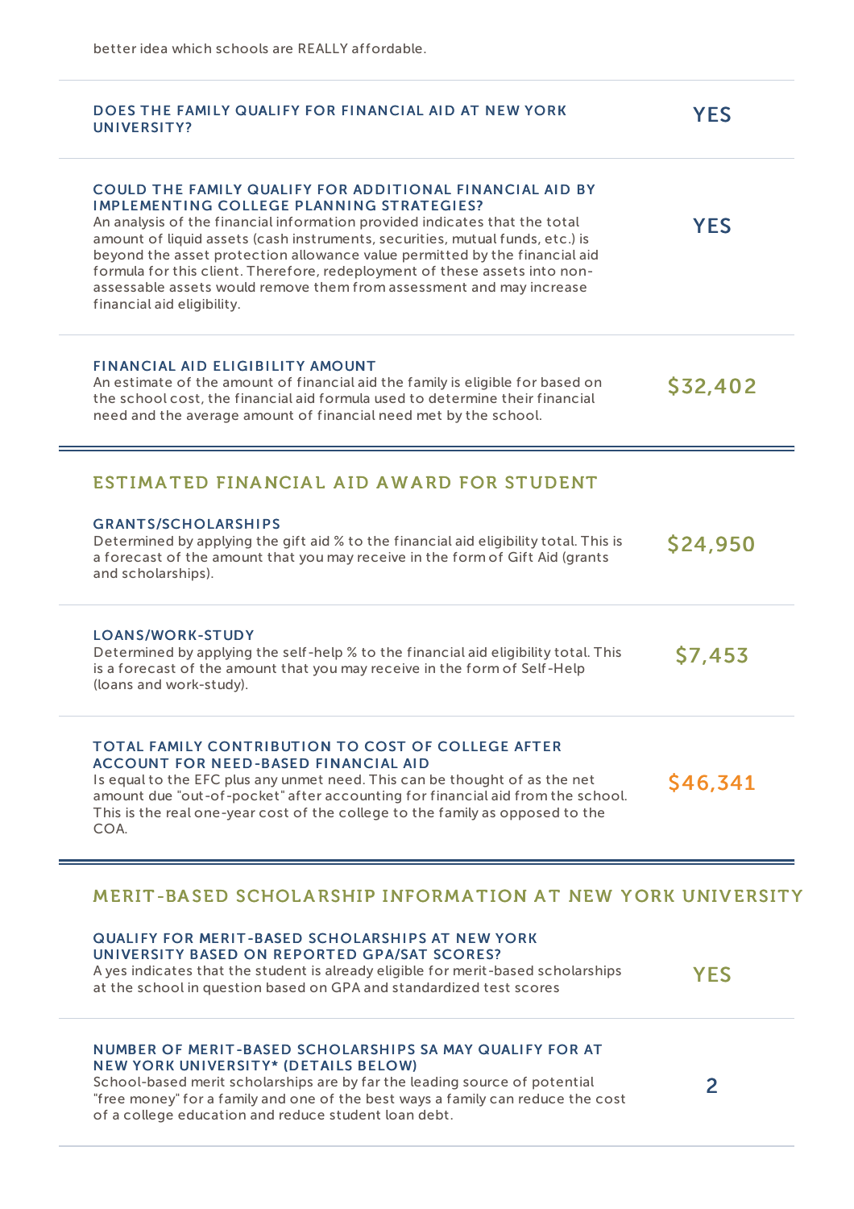better idea which schools are REALLY affordable.

**DOES THE FAMILY QUALIFY FOR FINANCIAL AID AT NEW YORK UNIVERSITY?**

**YES**

**COULD THE FAMILY QUALIFY FOR ADDITIONAL FINANCIAL AID BY IMPLEMENTING COLLEGE PLANNING STRATEGIES?**
An analysis of the financial information provided indicates that the total amount of liquid assets (cash instruments, securities, mutual funds, etc.) is beyond the asset protection allowance value permitted by the financial aid formula for this client. Therefore, redeployment of these assets into non-assessable assets would remove them from assessment and may increase financial aid eligibility.

**YES**

**FINANCIAL AID ELIGIBILITY AMOUNT**
An estimate of the amount of financial aid the family is eligible for based on the school cost, the financial aid formula used to determine their financial need and the average amount of financial need met by the school.

**$32,402**

## ESTIMATED FINANCIAL AID AWARD FOR STUDENT

**GRANTS/SCHOLARSHIPS**
Determined by applying the gift aid % to the financial aid eligibility total. This is a forecast of the amount that you may receive in the form of Gift Aid (grants and scholarships).

**$24,950**

**LOANS/WORK-STUDY**
Determined by applying the self-help % to the financial aid eligibility total. This is a forecast of the amount that you may receive in the form of Self-Help (loans and work-study).

**$7,453**

**TOTAL FAMILY CONTRIBUTION TO COST OF COLLEGE AFTER ACCOUNT FOR NEED-BASED FINANCIAL AID**
Is equal to the EFC plus any unmet need. This can be thought of as the net amount due "out-of-pocket" after accounting for financial aid from the school. This is the real one-year cost of the college to the family as opposed to the COA.

**$46,341**

## MERIT-BASED SCHOLARSHIP INFORMATION AT NEW YORK UNIVERSITY

**QUALIFY FOR MERIT-BASED SCHOLARSHIPS AT NEW YORK UNIVERSITY BASED ON REPORTED GPA/SAT SCORES?**
A yes indicates that the student is already eligible for merit-based scholarships at the school in question based on GPA and standardized test scores

**YES**

**NUMBER OF MERIT-BASED SCHOLARSHIPS SA MAY QUALIFY FOR AT NEW YORK UNIVERSITY* (DETAILS BELOW)**
School-based merit scholarships are by far the leading source of potential "free money" for a family and one of the best ways a family can reduce the cost of a college education and reduce student loan debt.

**2**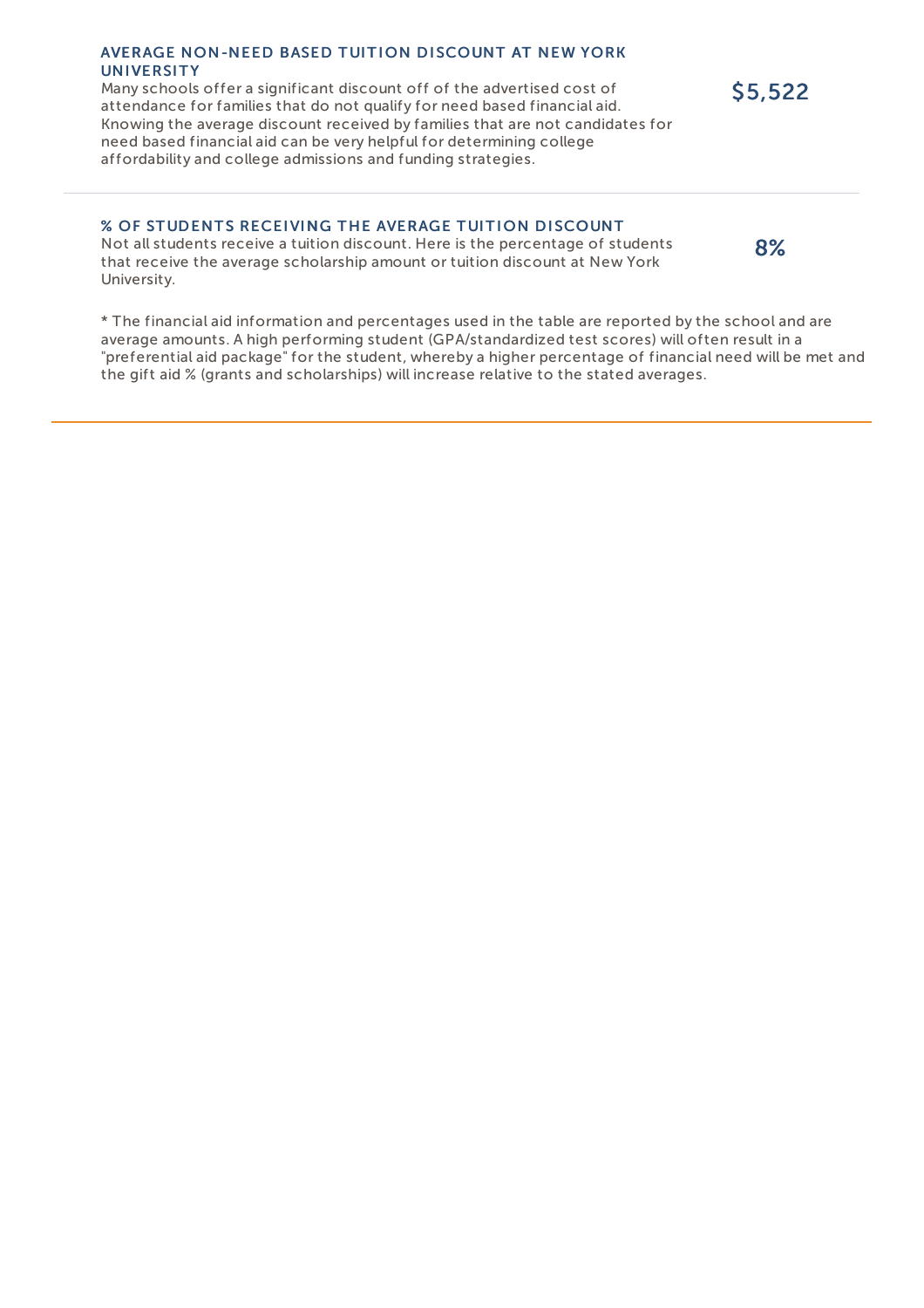### AVERAGE NON-NEED BASED TUITION DISCOUNT AT NEW YORK UNIVERSITY

Many schools offer a significant discount off of the advertised cost of attendance for families that do not qualify for need based financial aid. Knowing the average discount received by families that are not candidates for need based financial aid can be very helpful for determining college affordability and college admissions and funding strategies.

**$5,522**

---

### % OF STUDENTS RECEIVING THE AVERAGE TUITION DISCOUNT

Not all students receive a tuition discount. Here is the percentage of students that receive the average scholarship amount or tuition discount at New York University.

**8%**

* The financial aid information and percentages used in the table are reported by the school and are average amounts. A high performing student (GPA/standardized test scores) will often result in a "preferential aid package" for the student, whereby a higher percentage of financial need will be met and the gift aid % (grants and scholarships) will increase relative to the stated averages.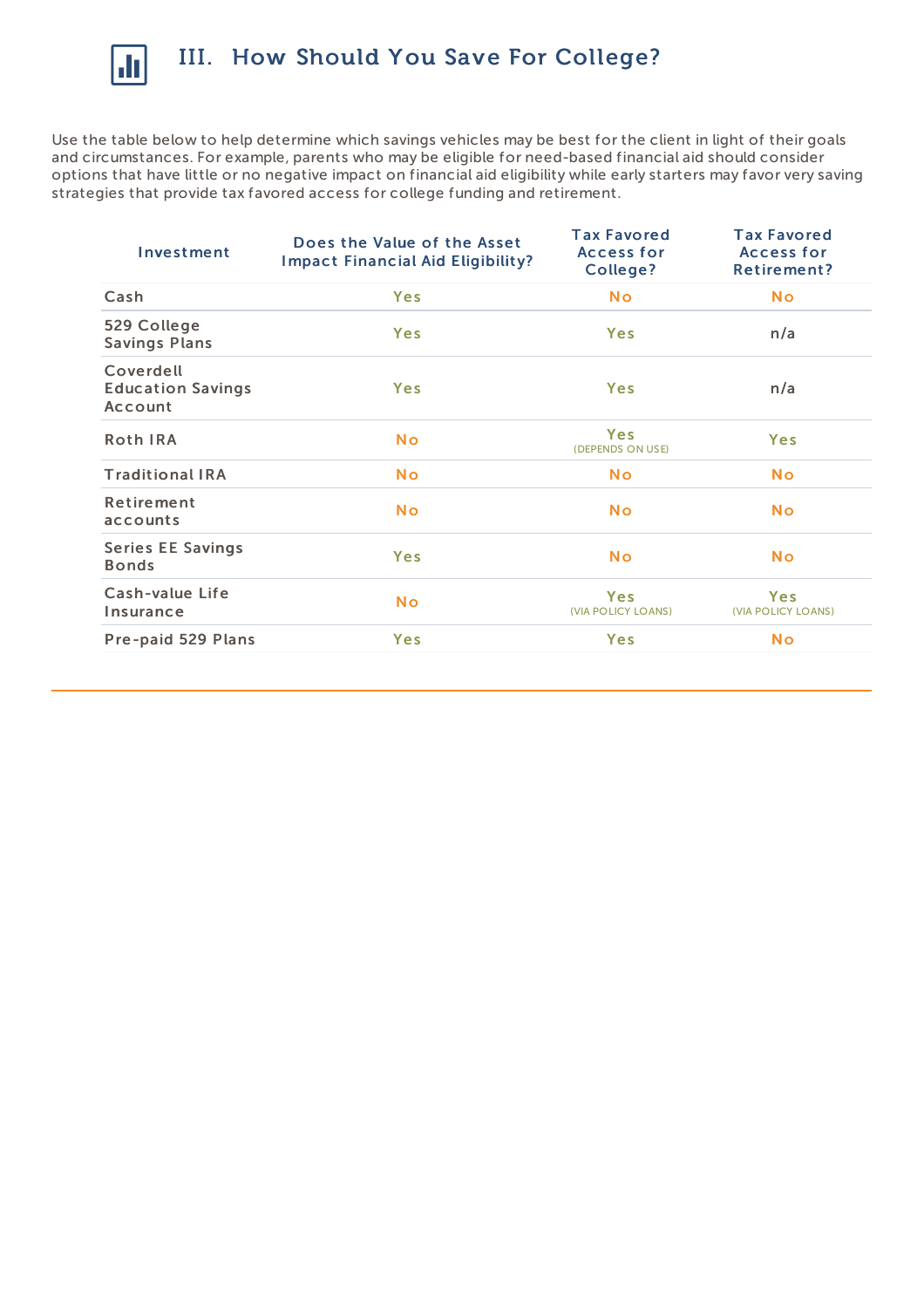# III. How Should You Save For College?

Use the table below to help determine which savings vehicles may be best for the client in light of their goals and circumstances. For example, parents who may be eligible for need-based financial aid should consider options that have little or no negative impact on financial aid eligibility while early starters may favor very saving strategies that provide tax favored access for college funding and retirement.

| Investment | Does the Value of the Asset Impact Financial Aid Eligibility? | Tax Favored Access for College? | Tax Favored Access for Retirement? |
|---|---|---|---|
| Cash | Yes | No | No |
| 529 College Savings Plans | Yes | Yes | n/a |
| Coverdell Education Savings Account | Yes | Yes | n/a |
| Roth IRA | No | Yes (DEPENDS ON USE) | Yes |
| Traditional IRA | No | No | No |
| Retirement accounts | No | No | No |
| Series EE Savings Bonds | Yes | No | No |
| Cash-value Life Insurance | No | Yes (VIA POLICY LOANS) | Yes (VIA POLICY LOANS) |
| Pre-paid 529 Plans | Yes | Yes | No |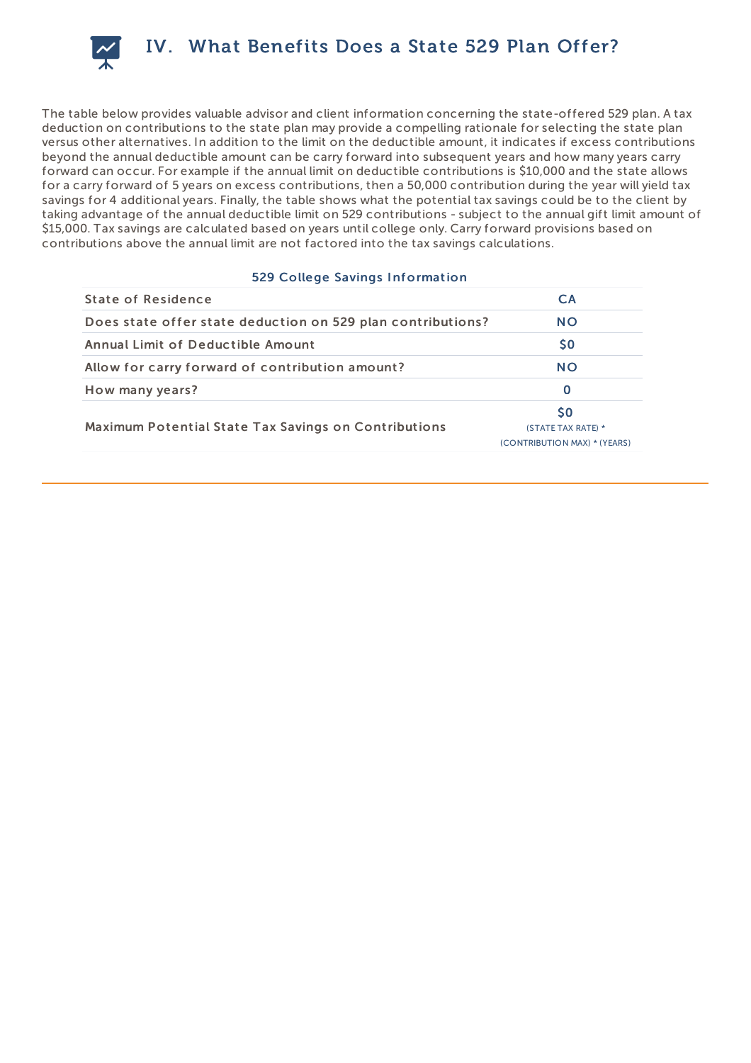## IV. What Benefits Does a State 529 Plan Offer?

The table below provides valuable advisor and client information concerning the state-offered 529 plan. A tax deduction on contributions to the state plan may provide a compelling rationale for selecting the state plan versus other alternatives. In addition to the limit on the deductible amount, it indicates if excess contributions beyond the annual deductible amount can be carry forward into subsequent years and how many years carry forward can occur. For example if the annual limit on deductible contributions is $10,000 and the state allows for a carry forward of 5 years on excess contributions, then a 50,000 contribution during the year will yield tax savings for 4 additional years. Finally, the table shows what the potential tax savings could be to the client by taking advantage of the annual deductible limit on 529 contributions - subject to the annual gift limit amount of $15,000. Tax savings are calculated based on years until college only. Carry forward provisions based on contributions above the annual limit are not factored into the tax savings calculations.

**529 College Savings Information**

| | |
|---|---|
| State of Residence | CA |
| Does state offer state deduction on 529 plan contributions? | NO |
| Annual Limit of Deductible Amount | $0 |
| Allow for carry forward of contribution amount? | NO |
| How many years? | 0 |
| Maximum Potential State Tax Savings on Contributions | $0 (STATE TAX RATE) * (CONTRIBUTION MAX) * (YEARS) |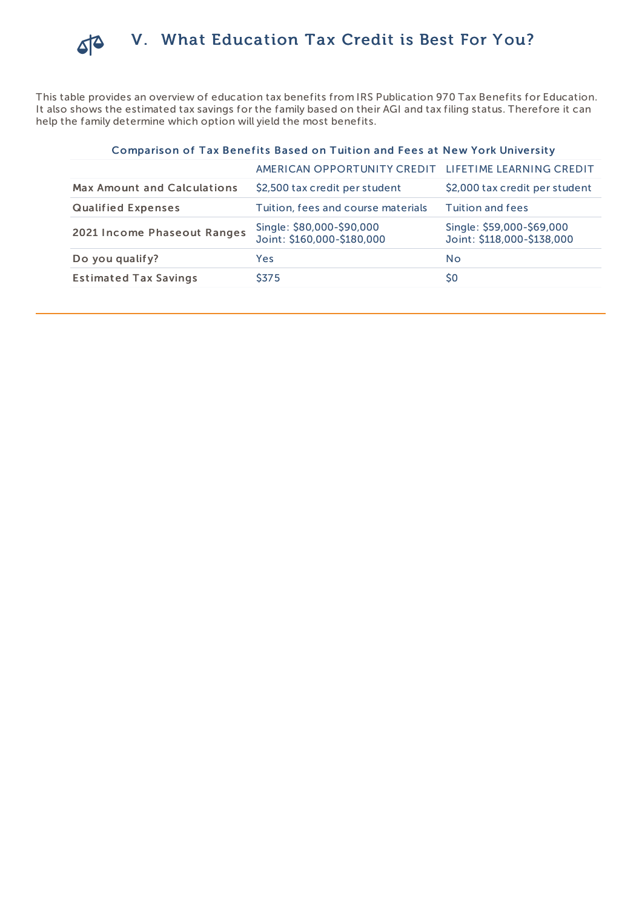## V. What Education Tax Credit is Best For You?

This table provides an overview of education tax benefits from IRS Publication 970 Tax Benefits for Education. It also shows the estimated tax savings for the family based on their AGI and tax filing status. Therefore it can help the family determine which option will yield the most benefits.

**Comparison of Tax Benefits Based on Tuition and Fees at New York University**

| | AMERICAN OPPORTUNITY CREDIT | LIFETIME LEARNING CREDIT |
|---|---|---|
| **Max Amount and Calculations** | $2,500 tax credit per student | $2,000 tax credit per student |
| **Qualified Expenses** | Tuition, fees and course materials | Tuition and fees |
| **2021 Income Phaseout Ranges** | Single: $80,000-$90,000<br>Joint: $160,000-$180,000 | Single: $59,000-$69,000<br>Joint: $118,000-$138,000 |
| **Do you qualify?** | Yes | No |
| **Estimated Tax Savings** | $375 | $0 |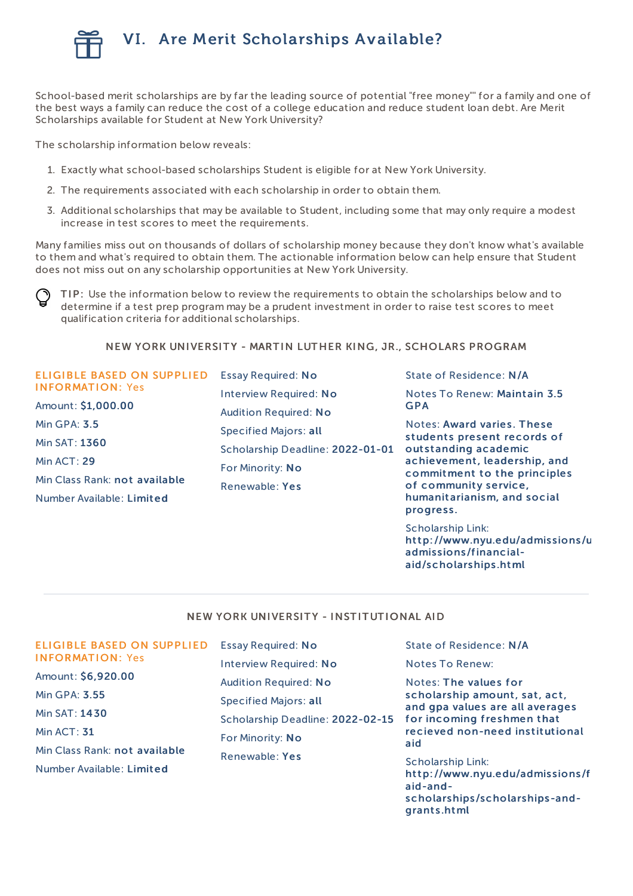## VI. Are Merit Scholarships Available?

School-based merit scholarships are by far the leading source of potential "free money"" for a family and one of the best ways a family can reduce the cost of a college education and reduce student loan debt. Are Merit Scholarships available for Student at New York University?

The scholarship information below reveals:

1. Exactly what school-based scholarships Student is eligible for at New York University.
2. The requirements associated with each scholarship in order to obtain them.
3. Additional scholarships that may be available to Student, including some that may only require a modest increase in test scores to meet the requirements.

Many families miss out on thousands of dollars of scholarship money because they don't know what's available to them and what's required to obtain them. The actionable information below can help ensure that Student does not miss out on any scholarship opportunities at New York University.

**TIP:** Use the information below to review the requirements to obtain the scholarships below and to determine if a test prep program may be a prudent investment in order to raise test scores to meet qualification criteria for additional scholarships.

### NEW YORK UNIVERSITY - MARTIN LUTHER KING, JR., SCHOLARS PROGRAM

ELIGIBLE BASED ON SUPPLIED INFORMATION: Yes

Amount: **$1,000.00**

Min GPA: **3.5**

Min SAT: **1360**

Min ACT: **29**

Min Class Rank: **not available**

Number Available: **Limited**

Essay Required: **No**

Interview Required: **No**

Audition Required: **No**

Specified Majors: **all**

Scholarship Deadline: **2022-01-01**

For Minority: **No**

Renewable: **Yes**

State of Residence: **N/A**

Notes To Renew: **Maintain 3.5 GPA**

Notes: **Award varies. These students present records of outstanding academic achievement, leadership, and commitment to the principles of community service, humanitarianism, and social progress.**

Scholarship Link: **http://www.nyu.edu/admissions/undergraduate-admissions/financial-aid/scholarships.html**

---

### NEW YORK UNIVERSITY - INSTITUTIONAL AID

ELIGIBLE BASED ON SUPPLIED INFORMATION: Yes

Amount: **$6,920.00**

Min GPA: **3.55**

Min SAT: **1430**

Min ACT: **31**

Min Class Rank: **not available**

Number Available: **Limited**

Essay Required: **No**

Interview Required: **No**

Audition Required: **No**

Specified Majors: **all**

Scholarship Deadline: **2022-02-15**

For Minority: **No**

Renewable: **Yes**

State of Residence: **N/A**

Notes To Renew:

Notes: **The values for scholarship amount, sat, act, and gpa values are all averages for incoming freshmen that recieved non-need institutional aid**

Scholarship Link: **http://www.nyu.edu/admissions/financial-aid-and-scholarships/scholarships-and-grants.html**